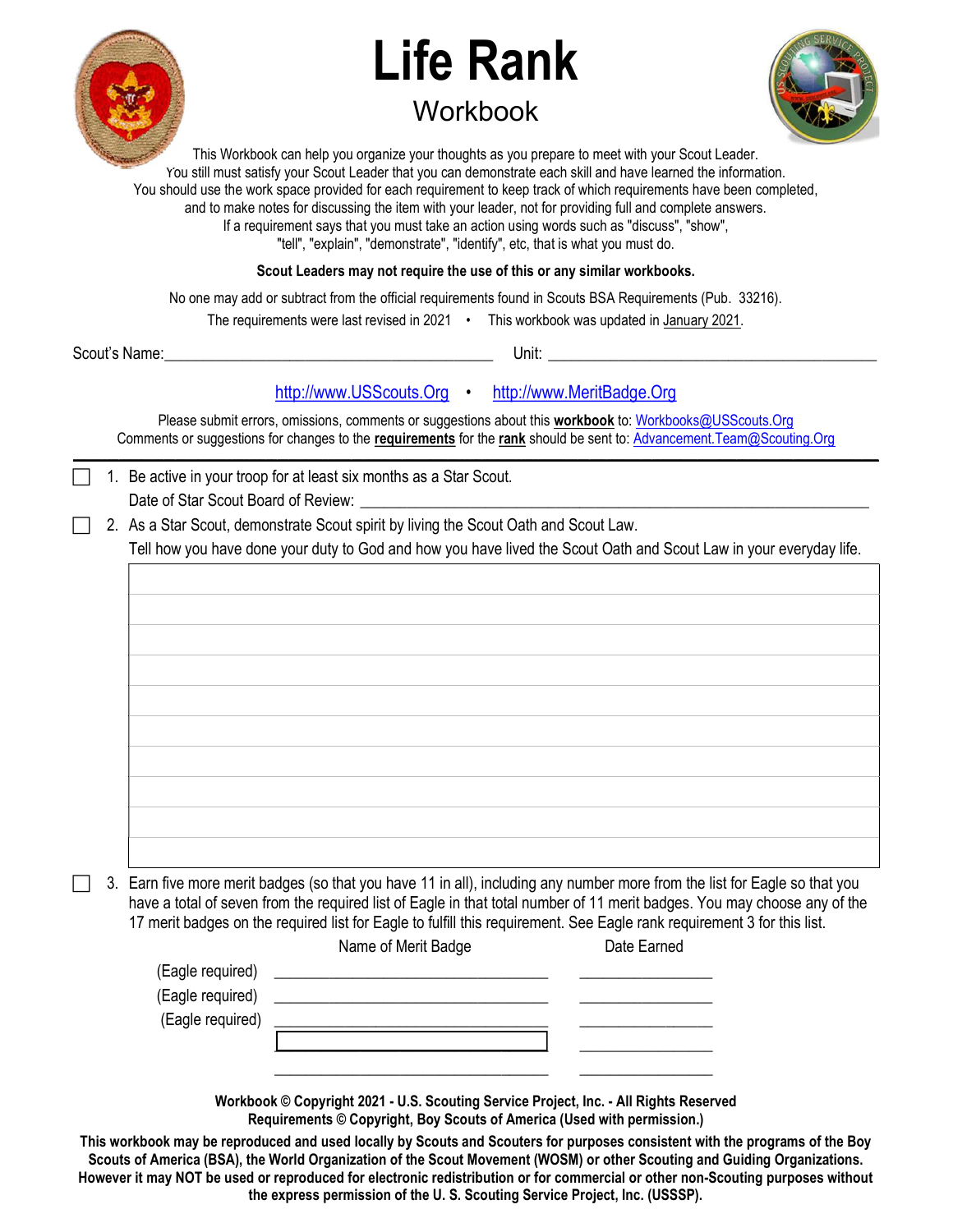# Life Rank

## Workbook

This Workbook can help you organize your thoughts as you prepare to meet with your Scout Leader.
You still must satisfy your Scout Leader that you can demonstrate each skill and have learned the information.
You should use the work space provided for each requirement to keep track of which requirements have been completed, and to make notes for discussing the item with your leader, not for providing full and complete answers.
If a requirement says that you must take an action using words such as "discuss", "show", "tell", "explain", "demonstrate", "identify", etc, that is what you must do.

**Scout Leaders may not require the use of this or any similar workbooks.**

No one may add or subtract from the official requirements found in Scouts BSA Requirements (Pub. 33216).

The requirements were last revised in 2021 • This workbook was updated in January 2021.

Scout's Name: ________________________ Unit: ________________________

http://www.USScouts.Org • http://www.MeritBadge.Org

Please submit errors, omissions, comments or suggestions about this **workbook** to: Workbooks@USScouts.Org
Comments or suggestions for changes to the **requirements** for the **rank** should be sent to: Advancement.Team@Scouting.Org

---

☐ 1. Be active in your troop for at least six months as a Star Scout.
Date of Star Scout Board of Review: ________________________

☐ 2. As a Star Scout, demonstrate Scout spirit by living the Scout Oath and Scout Law.
Tell how you have done your duty to God and how you have lived the Scout Oath and Scout Law in your everyday life.

| |
|---|
| |
| |
| |
| |
| |
| |
| |
| |
| |
| |

☐ 3. Earn five more merit badges (so that you have 11 in all), including any number more from the list for Eagle so that you have a total of seven from the required list of Eagle in that total number of 11 merit badges. You may choose any of the 17 merit badges on the required list for Eagle to fulfill this requirement. See Eagle rank requirement 3 for this list.

| | Name of Merit Badge | Date Earned |
|---|---|---|
| (Eagle required) | | |
| (Eagle required) | | |
| (Eagle required) | | |
| | | |
| | | |

**Workbook © Copyright 2021 - U.S. Scouting Service Project, Inc. - All Rights Reserved**
**Requirements © Copyright, Boy Scouts of America (Used with permission.)**

**This workbook may be reproduced and used locally by Scouts and Scouters for purposes consistent with the programs of the Boy Scouts of America (BSA), the World Organization of the Scout Movement (WOSM) or other Scouting and Guiding Organizations. However it may NOT be used or reproduced for electronic redistribution or for commercial or other non-Scouting purposes without the express permission of the U. S. Scouting Service Project, Inc. (USSSP).**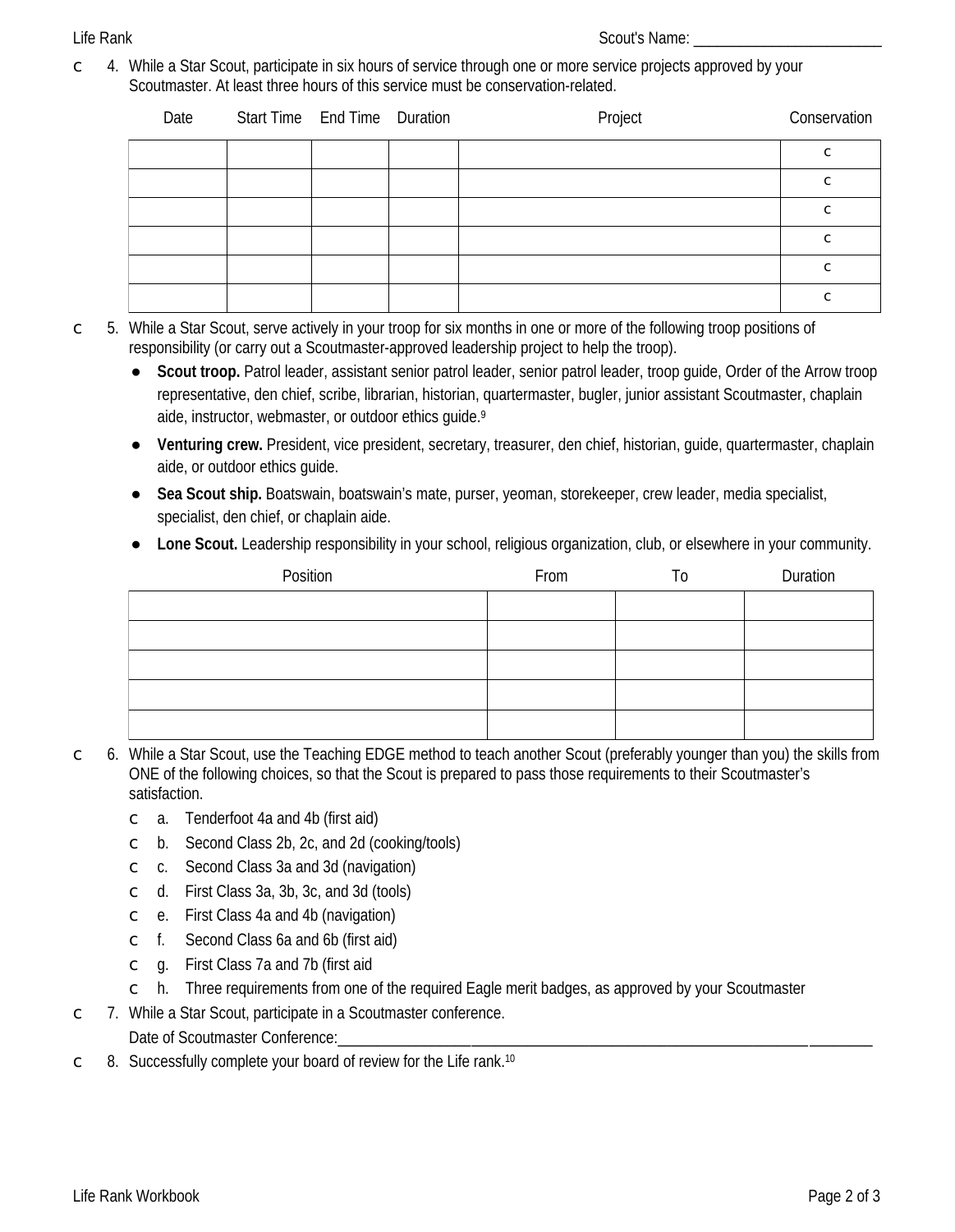Scout's Name: ________________________

c 4. While a Star Scout, participate in six hours of service through one or more service projects approved by your Scoutmaster. At least three hours of this service must be conservation-related.

| Date | Start Time | End Time | Duration | Project | Conservation |
|---|---|---|---|---|---|
| | | | | | c |
| | | | | | c |
| | | | | | c |
| | | | | | c |
| | | | | | c |
| | | | | | c |

c 5. While a Star Scout, serve actively in your troop for six months in one or more of the following troop positions of responsibility (or carry out a Scoutmaster-approved leadership project to help the troop).

- **Scout troop.** Patrol leader, assistant senior patrol leader, senior patrol leader, troop guide, Order of the Arrow troop representative, den chief, scribe, librarian, historian, quartermaster, bugler, junior assistant Scoutmaster, chaplain aide, instructor, webmaster, or outdoor ethics guide.[9]
- **Venturing crew.** President, vice president, secretary, treasurer, den chief, historian, guide, quartermaster, chaplain aide, or outdoor ethics guide.
- **Sea Scout ship.** Boatswain, boatswain's mate, purser, yeoman, storekeeper, crew leader, media specialist, specialist, den chief, or chaplain aide.
- **Lone Scout.** Leadership responsibility in your school, religious organization, club, or elsewhere in your community.

| Position | From | To | Duration |
|---|---|---|---|
| | | | |
| | | | |
| | | | |
| | | | |
| | | | |

c 6. While a Star Scout, use the Teaching EDGE method to teach another Scout (preferably younger than you) the skills from ONE of the following choices, so that the Scout is prepared to pass those requirements to their Scoutmaster's satisfaction.

- c a. Tenderfoot 4a and 4b (first aid)
- c b. Second Class 2b, 2c, and 2d (cooking/tools)
- c c. Second Class 3a and 3d (navigation)
- c d. First Class 3a, 3b, 3c, and 3d (tools)
- c e. First Class 4a and 4b (navigation)
- c f. Second Class 6a and 6b (first aid)
- c g. First Class 7a and 7b (first aid
- c h. Three requirements from one of the required Eagle merit badges, as approved by your Scoutmaster

c 7. While a Star Scout, participate in a Scoutmaster conference.

Date of Scoutmaster Conference:________________________________________________________________

c 8. Successfully complete your board of review for the Life rank.[10]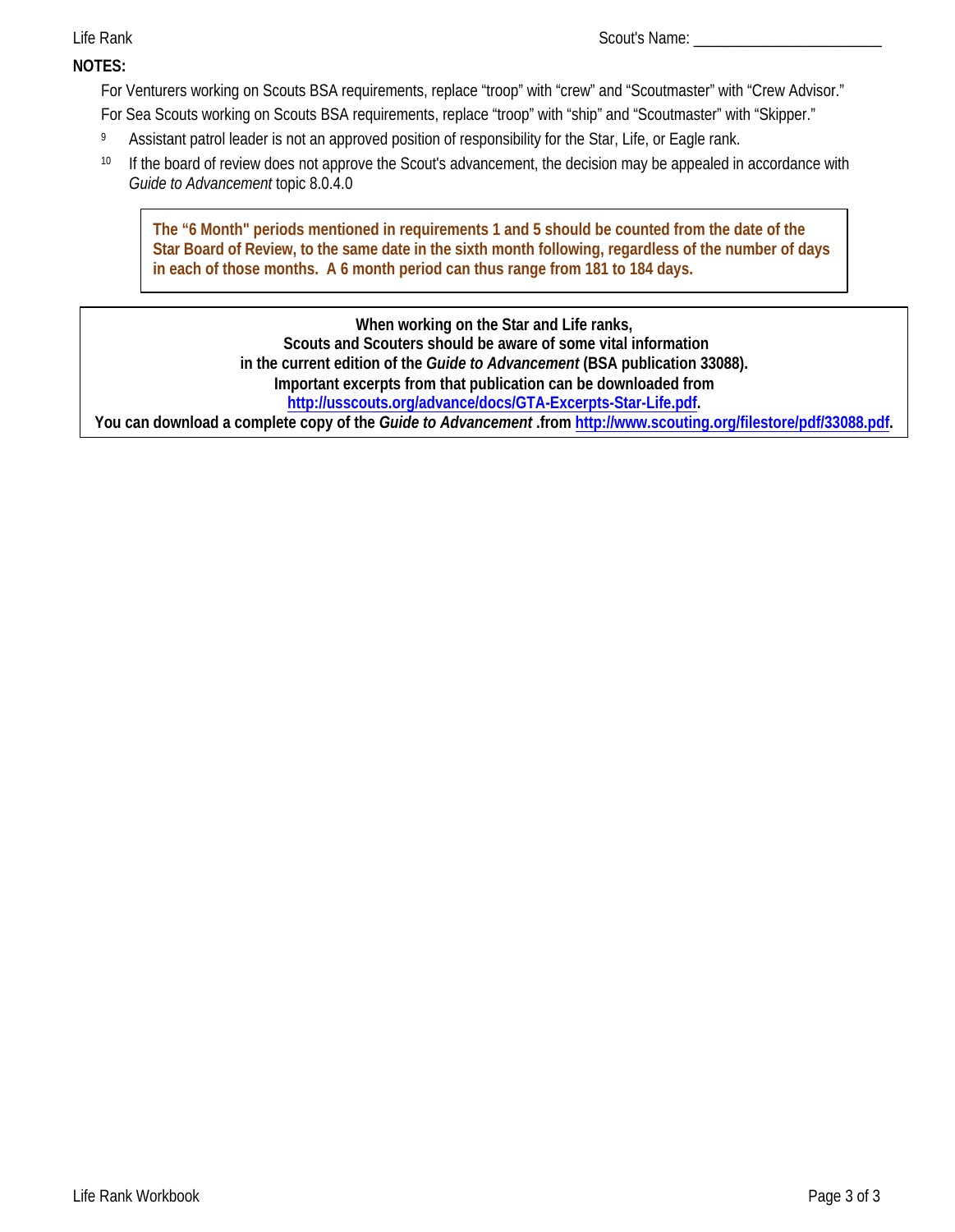**NOTES:**

For Venturers working on Scouts BSA requirements, replace “troop” with “crew” and “Scoutmaster” with “Crew Advisor.”

For Sea Scouts working on Scouts BSA requirements, replace “troop” with “ship” and “Scoutmaster” with “Skipper.”

[9] Assistant patrol leader is not an approved position of responsibility for the Star, Life, or Eagle rank.

[10] If the board of review does not approve the Scout's advancement, the decision may be appealed in accordance with *Guide to Advancement* topic 8.0.4.0

**The “6 Month" periods mentioned in requirements 1 and 5 should be counted from the date of the Star Board of Review, to the same date in the sixth month following, regardless of the number of days in each of those months. A 6 month period can thus range from 181 to 184 days.**

**When working on the Star and Life ranks,**
**Scouts and Scouters should be aware of some vital information**
**in the current edition of the *Guide to Advancement* (BSA publication 33088).**
**Important excerpts from that publication can be downloaded from**
**http://usscouts.org/advance/docs/GTA-Excerpts-Star-Life.pdf.**
**You can download a complete copy of the *Guide to Advancement* .from http://www.scouting.org/filestore/pdf/33088.pdf.**